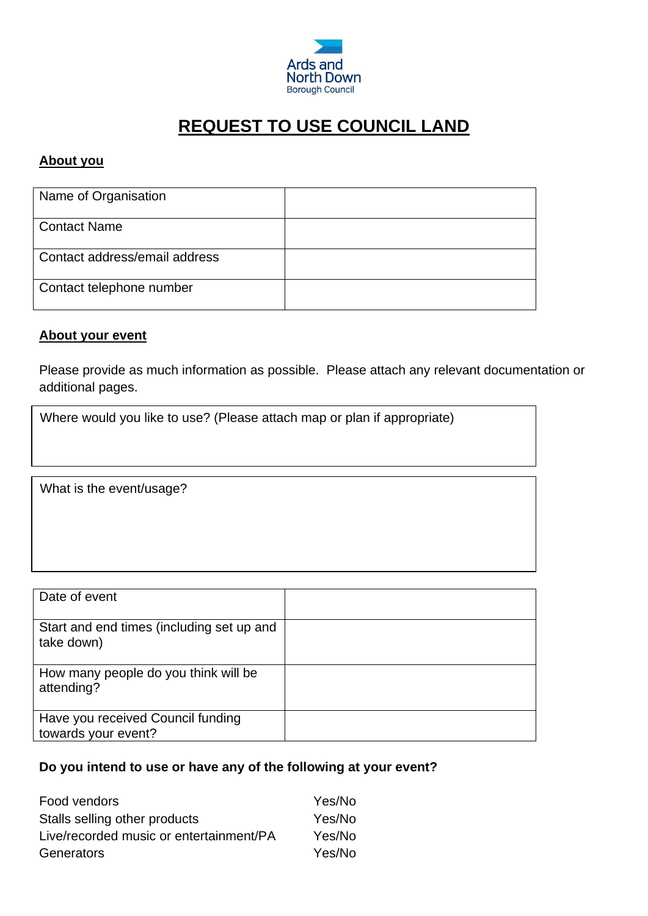Ards and North Down Borough Council

# REQUEST TO USE COUNCIL LAND

## About you

| Name of Organisation | |
|---|---|
| Contact Name | |
| Contact address/email address | |
| Contact telephone number | |

## About your event

Please provide as much information as possible. Please attach any relevant documentation or additional pages.

| Where would you like to use? (Please attach map or plan if appropriate) |
|---|
| |

| What is the event/usage? |
|---|
| |

| Date of event | |
|---|---|
| Start and end times (including set up and take down) | |
| How many people do you think will be attending? | |
| Have you received Council funding towards your event? | |

**Do you intend to use or have any of the following at your event?**

| | |
|---|---|
| Food vendors | Yes/No |
| Stalls selling other products | Yes/No |
| Live/recorded music or entertainment/PA | Yes/No |
| Generators | Yes/No |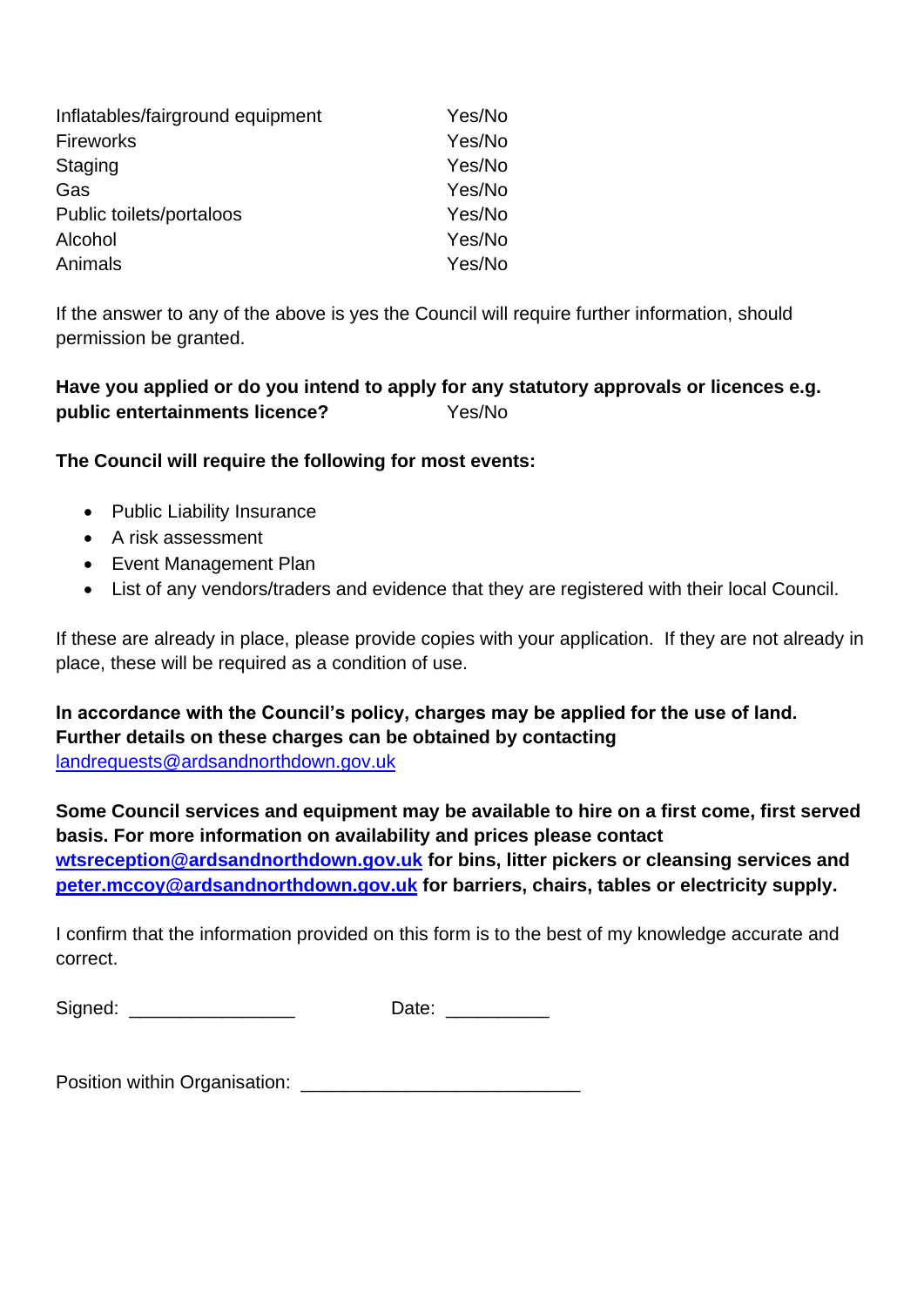| | |
|---|---|
| Inflatables/fairground equipment | Yes/No |
| Fireworks | Yes/No |
| Staging | Yes/No |
| Gas | Yes/No |
| Public toilets/portaloos | Yes/No |
| Alcohol | Yes/No |
| Animals | Yes/No |

If the answer to any of the above is yes the Council will require further information, should permission be granted.

**Have you applied or do you intend to apply for any statutory approvals or licences e.g. public entertainments licence?** Yes/No

**The Council will require the following for most events:**

- Public Liability Insurance
- A risk assessment
- Event Management Plan
- List of any vendors/traders and evidence that they are registered with their local Council.

If these are already in place, please provide copies with your application. If they are not already in place, these will be required as a condition of use.

**In accordance with the Council's policy, charges may be applied for the use of land. Further details on these charges can be obtained by contacting** landrequests@ardsandnorthdown.gov.uk

**Some Council services and equipment may be available to hire on a first come, first served basis. For more information on availability and prices please contact wtsreception@ardsandnorthdown.gov.uk for bins, litter pickers or cleansing services and peter.mccoy@ardsandnorthdown.gov.uk for barriers, chairs, tables or electricity supply.**

I confirm that the information provided on this form is to the best of my knowledge accurate and correct.

Signed: ________________ Date: __________

Position within Organisation: ___________________________